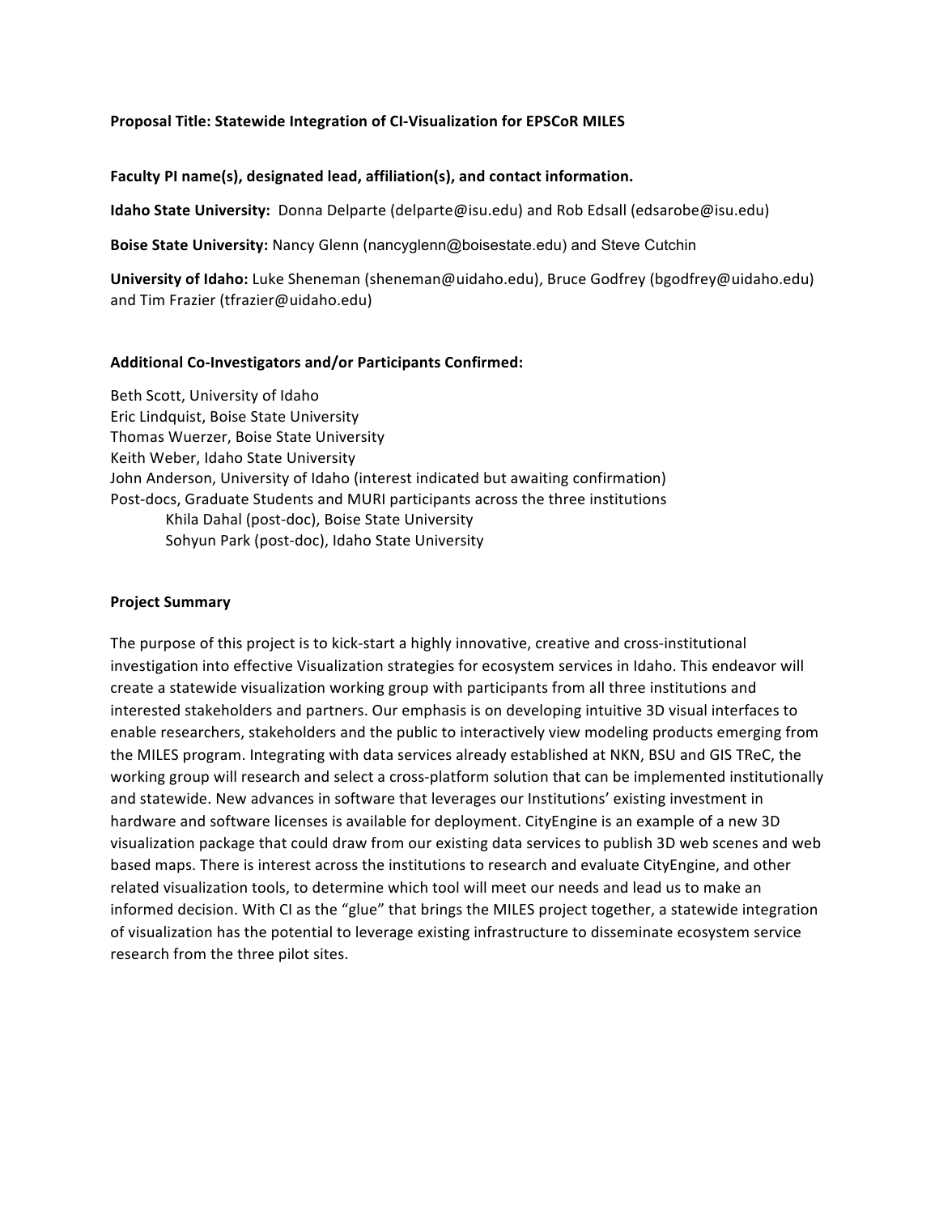**Proposal Title: Statewide Integration of CI-Visualization for EPSCoR MILES**

**Faculty PI name(s), designated lead, affiliation(s), and contact information.**

**Idaho State University:** Donna Delparte (delparte@isu.edu) and Rob Edsall (edsarobe@isu.edu)

**Boise State University:** Nancy Glenn (nancyglenn@boisestate.edu) and Steve Cutchin

**University of Idaho:** Luke Sheneman (sheneman@uidaho.edu), Bruce Godfrey (bgodfrey@uidaho.edu) and Tim Frazier (tfrazier@uidaho.edu)

**Additional Co-Investigators and/or Participants Confirmed:**

Beth Scott, University of Idaho
Eric Lindquist, Boise State University
Thomas Wuerzer, Boise State University
Keith Weber, Idaho State University
John Anderson, University of Idaho (interest indicated but awaiting confirmation)
Post-docs, Graduate Students and MURI participants across the three institutions
Khila Dahal (post-doc), Boise State University
Sohyun Park (post-doc), Idaho State University

**Project Summary**

The purpose of this project is to kick-start a highly innovative, creative and cross-institutional investigation into effective Visualization strategies for ecosystem services in Idaho. This endeavor will create a statewide visualization working group with participants from all three institutions and interested stakeholders and partners. Our emphasis is on developing intuitive 3D visual interfaces to enable researchers, stakeholders and the public to interactively view modeling products emerging from the MILES program. Integrating with data services already established at NKN, BSU and GIS TReC, the working group will research and select a cross-platform solution that can be implemented institutionally and statewide. New advances in software that leverages our Institutions' existing investment in hardware and software licenses is available for deployment. CityEngine is an example of a new 3D visualization package that could draw from our existing data services to publish 3D web scenes and web based maps. There is interest across the institutions to research and evaluate CityEngine, and other related visualization tools, to determine which tool will meet our needs and lead us to make an informed decision. With CI as the "glue" that brings the MILES project together, a statewide integration of visualization has the potential to leverage existing infrastructure to disseminate ecosystem service research from the three pilot sites.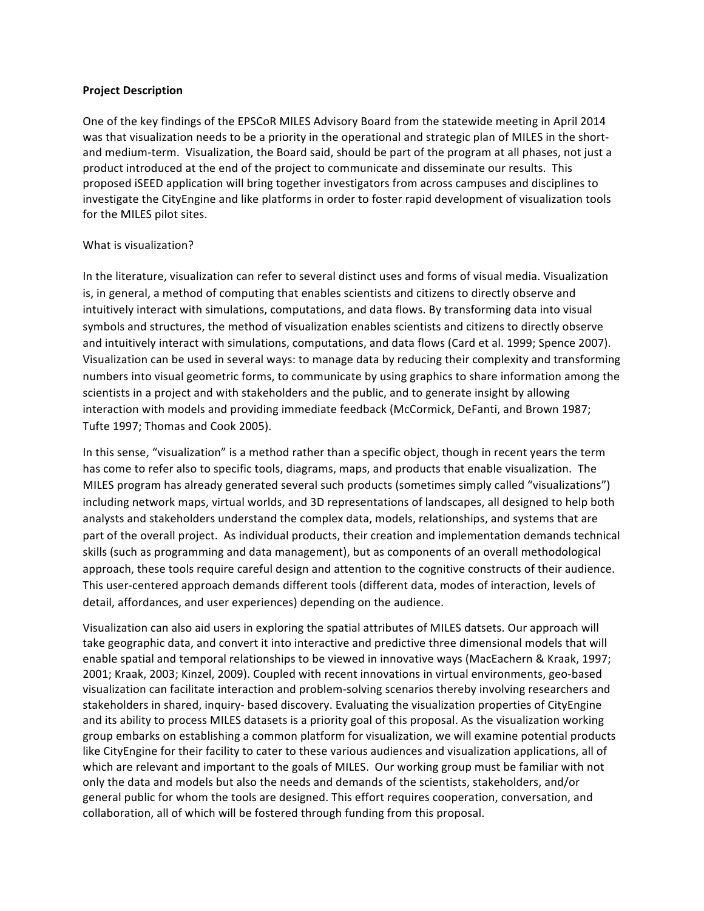**Project Description**

One of the key findings of the EPSCoR MILES Advisory Board from the statewide meeting in April 2014 was that visualization needs to be a priority in the operational and strategic plan of MILES in the short- and medium-term. Visualization, the Board said, should be part of the program at all phases, not just a product introduced at the end of the project to communicate and disseminate our results. This proposed iSEED application will bring together investigators from across campuses and disciplines to investigate the CityEngine and like platforms in order to foster rapid development of visualization tools for the MILES pilot sites.

What is visualization?

In the literature, visualization can refer to several distinct uses and forms of visual media. Visualization is, in general, a method of computing that enables scientists and citizens to directly observe and intuitively interact with simulations, computations, and data flows. By transforming data into visual symbols and structures, the method of visualization enables scientists and citizens to directly observe and intuitively interact with simulations, computations, and data flows (Card et al. 1999; Spence 2007). Visualization can be used in several ways: to manage data by reducing their complexity and transforming numbers into visual geometric forms, to communicate by using graphics to share information among the scientists in a project and with stakeholders and the public, and to generate insight by allowing interaction with models and providing immediate feedback (McCormick, DeFanti, and Brown 1987; Tufte 1997; Thomas and Cook 2005).

In this sense, "visualization" is a method rather than a specific object, though in recent years the term has come to refer also to specific tools, diagrams, maps, and products that enable visualization. The MILES program has already generated several such products (sometimes simply called "visualizations") including network maps, virtual worlds, and 3D representations of landscapes, all designed to help both analysts and stakeholders understand the complex data, models, relationships, and systems that are part of the overall project. As individual products, their creation and implementation demands technical skills (such as programming and data management), but as components of an overall methodological approach, these tools require careful design and attention to the cognitive constructs of their audience. This user-centered approach demands different tools (different data, modes of interaction, levels of detail, affordances, and user experiences) depending on the audience.

Visualization can also aid users in exploring the spatial attributes of MILES datasets. Our approach will take geographic data, and convert it into interactive and predictive three dimensional models that will enable spatial and temporal relationships to be viewed in innovative ways (MacEachern & Kraak, 1997; 2001; Kraak, 2003; Kinzel, 2009). Coupled with recent innovations in virtual environments, geo-based visualization can facilitate interaction and problem-solving scenarios thereby involving researchers and stakeholders in shared, inquiry- based discovery. Evaluating the visualization properties of CityEngine and its ability to process MILES datasets is a priority goal of this proposal. As the visualization working group embarks on establishing a common platform for visualization, we will examine potential products like CityEngine for their facility to cater to these various audiences and visualization applications, all of which are relevant and important to the goals of MILES. Our working group must be familiar with not only the data and models but also the needs and demands of the scientists, stakeholders, and/or general public for whom the tools are designed. This effort requires cooperation, conversation, and collaboration, all of which will be fostered through funding from this proposal.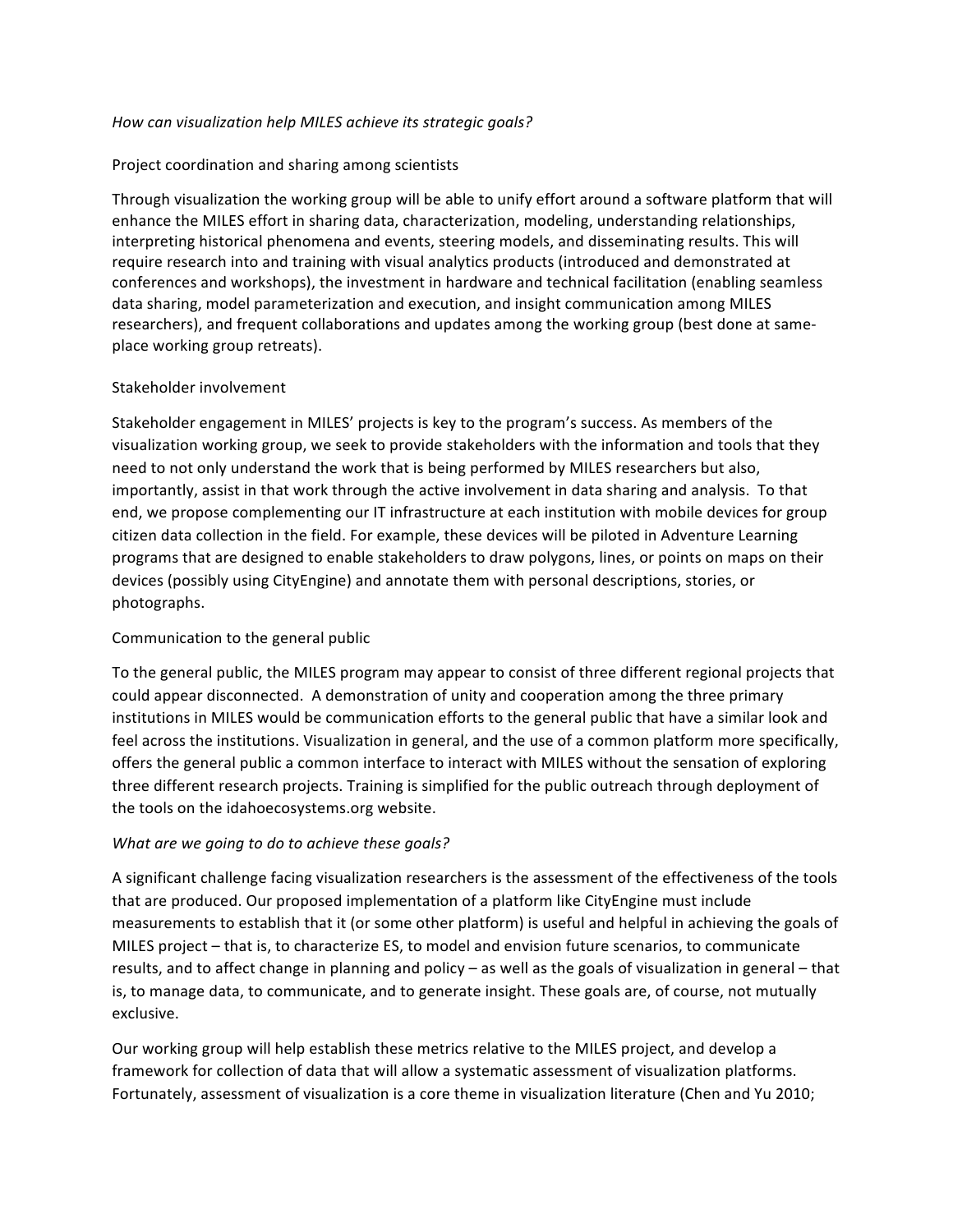*How can visualization help MILES achieve its strategic goals?*

Project coordination and sharing among scientists

Through visualization the working group will be able to unify effort around a software platform that will enhance the MILES effort in sharing data, characterization, modeling, understanding relationships, interpreting historical phenomena and events, steering models, and disseminating results. This will require research into and training with visual analytics products (introduced and demonstrated at conferences and workshops), the investment in hardware and technical facilitation (enabling seamless data sharing, model parameterization and execution, and insight communication among MILES researchers), and frequent collaborations and updates among the working group (best done at same-place working group retreats).

Stakeholder involvement

Stakeholder engagement in MILES' projects is key to the program's success. As members of the visualization working group, we seek to provide stakeholders with the information and tools that they need to not only understand the work that is being performed by MILES researchers but also, importantly, assist in that work through the active involvement in data sharing and analysis. To that end, we propose complementing our IT infrastructure at each institution with mobile devices for group citizen data collection in the field. For example, these devices will be piloted in Adventure Learning programs that are designed to enable stakeholders to draw polygons, lines, or points on maps on their devices (possibly using CityEngine) and annotate them with personal descriptions, stories, or photographs.

Communication to the general public

To the general public, the MILES program may appear to consist of three different regional projects that could appear disconnected. A demonstration of unity and cooperation among the three primary institutions in MILES would be communication efforts to the general public that have a similar look and feel across the institutions. Visualization in general, and the use of a common platform more specifically, offers the general public a common interface to interact with MILES without the sensation of exploring three different research projects. Training is simplified for the public outreach through deployment of the tools on the idahoecosystems.org website.

*What are we going to do to achieve these goals?*

A significant challenge facing visualization researchers is the assessment of the effectiveness of the tools that are produced. Our proposed implementation of a platform like CityEngine must include measurements to establish that it (or some other platform) is useful and helpful in achieving the goals of MILES project – that is, to characterize ES, to model and envision future scenarios, to communicate results, and to affect change in planning and policy – as well as the goals of visualization in general – that is, to manage data, to communicate, and to generate insight. These goals are, of course, not mutually exclusive.

Our working group will help establish these metrics relative to the MILES project, and develop a framework for collection of data that will allow a systematic assessment of visualization platforms. Fortunately, assessment of visualization is a core theme in visualization literature (Chen and Yu 2010;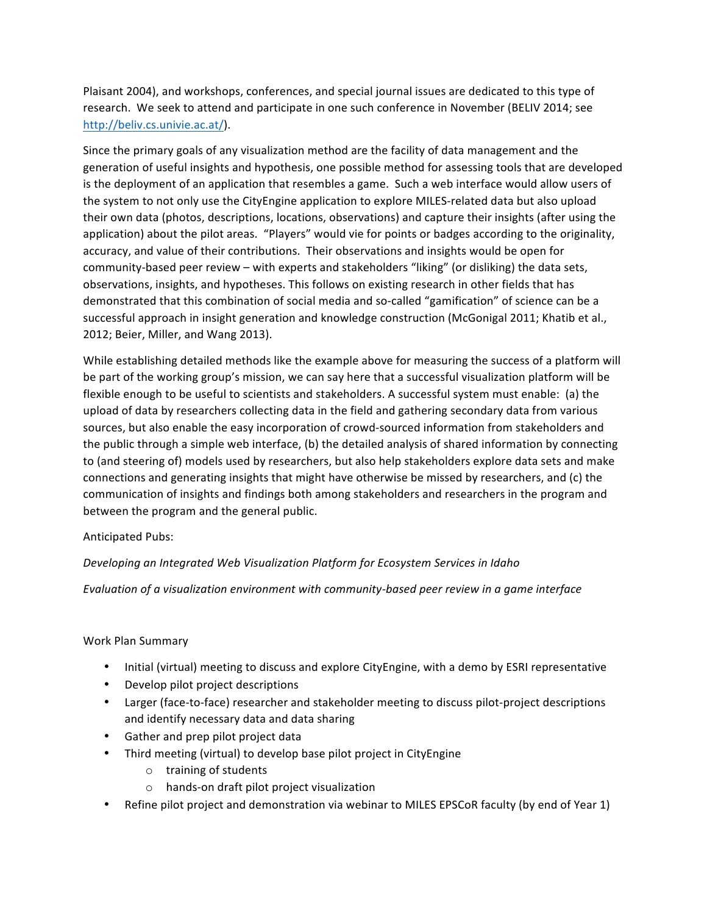Plaisant 2004), and workshops, conferences, and special journal issues are dedicated to this type of research. We seek to attend and participate in one such conference in November (BELIV 2014; see http://beliv.cs.univie.ac.at/).

Since the primary goals of any visualization method are the facility of data management and the generation of useful insights and hypothesis, one possible method for assessing tools that are developed is the deployment of an application that resembles a game. Such a web interface would allow users of the system to not only use the CityEngine application to explore MILES-related data but also upload their own data (photos, descriptions, locations, observations) and capture their insights (after using the application) about the pilot areas. "Players" would vie for points or badges according to the originality, accuracy, and value of their contributions. Their observations and insights would be open for community-based peer review – with experts and stakeholders "liking" (or disliking) the data sets, observations, insights, and hypotheses. This follows on existing research in other fields that has demonstrated that this combination of social media and so-called "gamification" of science can be a successful approach in insight generation and knowledge construction (McGonigal 2011; Khatib et al., 2012; Beier, Miller, and Wang 2013).

While establishing detailed methods like the example above for measuring the success of a platform will be part of the working group's mission, we can say here that a successful visualization platform will be flexible enough to be useful to scientists and stakeholders. A successful system must enable: (a) the upload of data by researchers collecting data in the field and gathering secondary data from various sources, but also enable the easy incorporation of crowd-sourced information from stakeholders and the public through a simple web interface, (b) the detailed analysis of shared information by connecting to (and steering of) models used by researchers, but also help stakeholders explore data sets and make connections and generating insights that might have otherwise be missed by researchers, and (c) the communication of insights and findings both among stakeholders and researchers in the program and between the program and the general public.

Anticipated Pubs:

*Developing an Integrated Web Visualization Platform for Ecosystem Services in Idaho*

*Evaluation of a visualization environment with community-based peer review in a game interface*

Work Plan Summary

- Initial (virtual) meeting to discuss and explore CityEngine, with a demo by ESRI representative
- Develop pilot project descriptions
- Larger (face-to-face) researcher and stakeholder meeting to discuss pilot-project descriptions and identify necessary data and data sharing
- Gather and prep pilot project data
- Third meeting (virtual) to develop base pilot project in CityEngine
    - training of students
    - hands-on draft pilot project visualization
- Refine pilot project and demonstration via webinar to MILES EPSCoR faculty (by end of Year 1)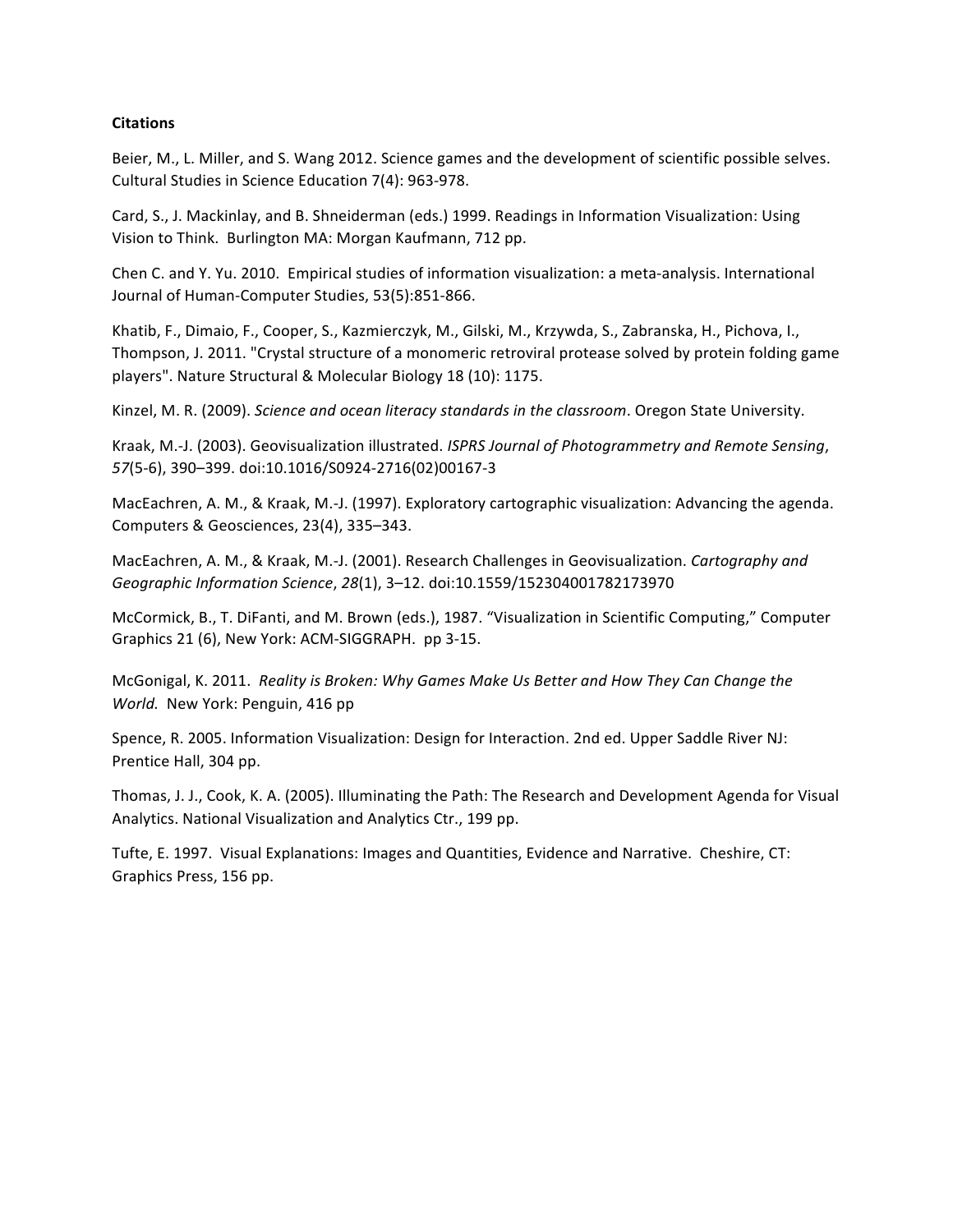**Citations**

Beier, M., L. Miller, and S. Wang 2012. Science games and the development of scientific possible selves. Cultural Studies in Science Education 7(4): 963-978.

Card, S., J. Mackinlay, and B. Shneiderman (eds.) 1999. Readings in Information Visualization: Using Vision to Think. Burlington MA: Morgan Kaufmann, 712 pp.

Chen C. and Y. Yu. 2010. Empirical studies of information visualization: a meta-analysis. International Journal of Human-Computer Studies, 53(5):851-866.

Khatib, F., Dimaio, F., Cooper, S., Kazmierczyk, M., Gilski, M., Krzywda, S., Zabranska, H., Pichova, I., Thompson, J. 2011. "Crystal structure of a monomeric retroviral protease solved by protein folding game players". Nature Structural & Molecular Biology 18 (10): 1175.

Kinzel, M. R. (2009). *Science and ocean literacy standards in the classroom*. Oregon State University.

Kraak, M.-J. (2003). Geovisualization illustrated. *ISPRS Journal of Photogrammetry and Remote Sensing*, *57*(5-6), 390–399. doi:10.1016/S0924-2716(02)00167-3

MacEachren, A. M., & Kraak, M.-J. (1997). Exploratory cartographic visualization: Advancing the agenda. Computers & Geosciences, 23(4), 335–343.

MacEachren, A. M., & Kraak, M.-J. (2001). Research Challenges in Geovisualization. *Cartography and Geographic Information Science*, *28*(1), 3–12. doi:10.1559/152304001782173970

McCormick, B., T. DiFanti, and M. Brown (eds.), 1987. "Visualization in Scientific Computing," Computer Graphics 21 (6), New York: ACM-SIGGRAPH. pp 3-15.

McGonigal, K. 2011. *Reality is Broken: Why Games Make Us Better and How They Can Change the World.* New York: Penguin, 416 pp

Spence, R. 2005. Information Visualization: Design for Interaction. 2nd ed. Upper Saddle River NJ: Prentice Hall, 304 pp.

Thomas, J. J., Cook, K. A. (2005). Illuminating the Path: The Research and Development Agenda for Visual Analytics. National Visualization and Analytics Ctr., 199 pp.

Tufte, E. 1997. Visual Explanations: Images and Quantities, Evidence and Narrative. Cheshire, CT: Graphics Press, 156 pp.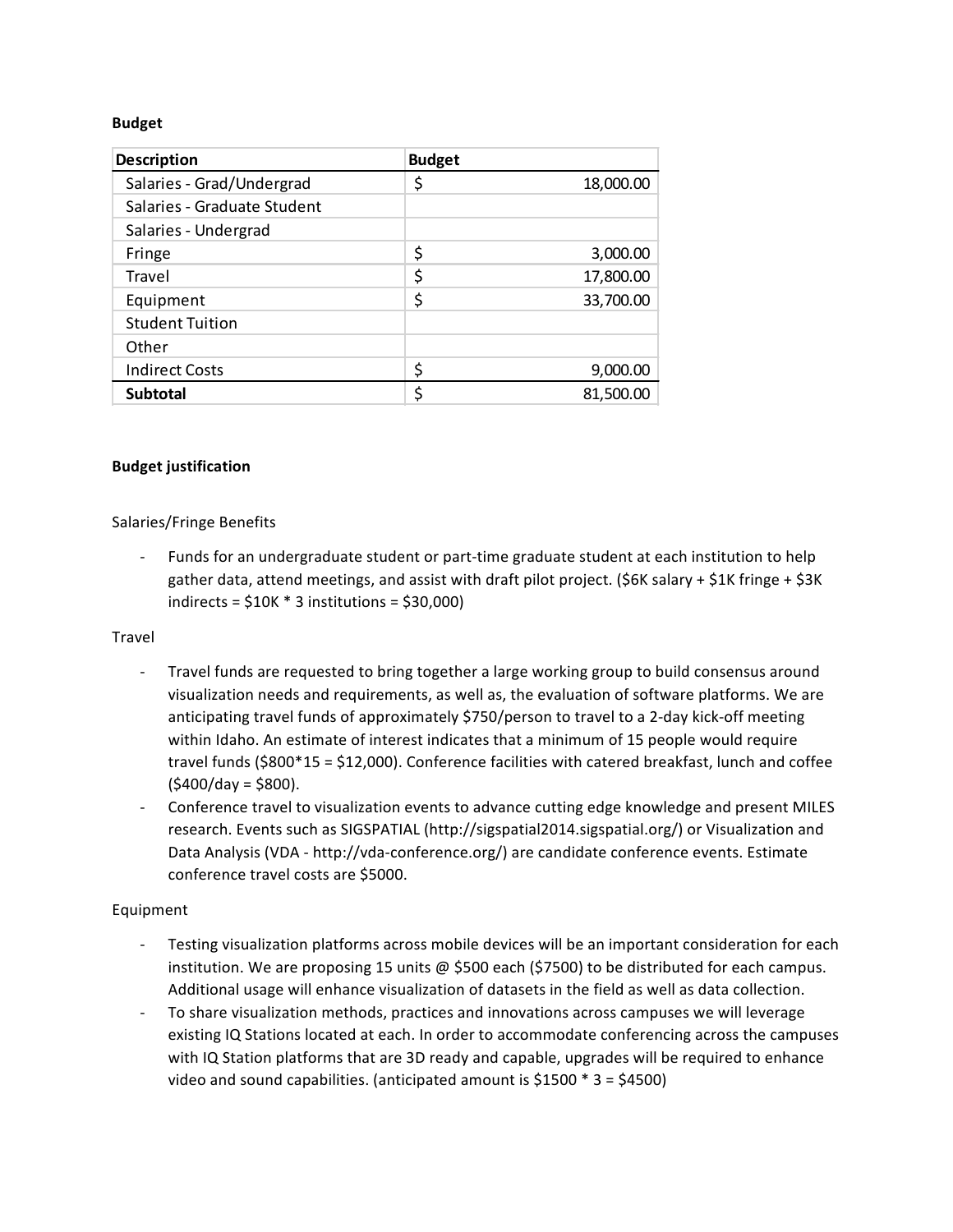**Budget**

| Description | Budget |
|---|---|
| Salaries - Grad/Undergrad | $ 18,000.00 |
| Salaries - Graduate Student | |
| Salaries - Undergrad | |
| Fringe | $ 3,000.00 |
| Travel | $ 17,800.00 |
| Equipment | $ 33,700.00 |
| Student Tuition | |
| Other | |
| Indirect Costs | $ 9,000.00 |
| **Subtotal** | $ 81,500.00 |

**Budget justification**

Salaries/Fringe Benefits

- Funds for an undergraduate student or part-time graduate student at each institution to help gather data, attend meetings, and assist with draft pilot project. ($6K salary + $1K fringe + $3K indirects = $10K * 3 institutions = $30,000)

Travel

- Travel funds are requested to bring together a large working group to build consensus around visualization needs and requirements, as well as, the evaluation of software platforms. We are anticipating travel funds of approximately $750/person to travel to a 2-day kick-off meeting within Idaho. An estimate of interest indicates that a minimum of 15 people would require travel funds ($800*15 = $12,000). Conference facilities with catered breakfast, lunch and coffee ($400/day = $800).
- Conference travel to visualization events to advance cutting edge knowledge and present MILES research. Events such as SIGSPATIAL (http://sigspatial2014.sigspatial.org/) or Visualization and Data Analysis (VDA - http://vda-conference.org/) are candidate conference events. Estimate conference travel costs are $5000.

Equipment

- Testing visualization platforms across mobile devices will be an important consideration for each institution. We are proposing 15 units @ $500 each ($7500) to be distributed for each campus. Additional usage will enhance visualization of datasets in the field as well as data collection.
- To share visualization methods, practices and innovations across campuses we will leverage existing IQ Stations located at each. In order to accommodate conferencing across the campuses with IQ Station platforms that are 3D ready and capable, upgrades will be required to enhance video and sound capabilities. (anticipated amount is $1500 * 3 = $4500)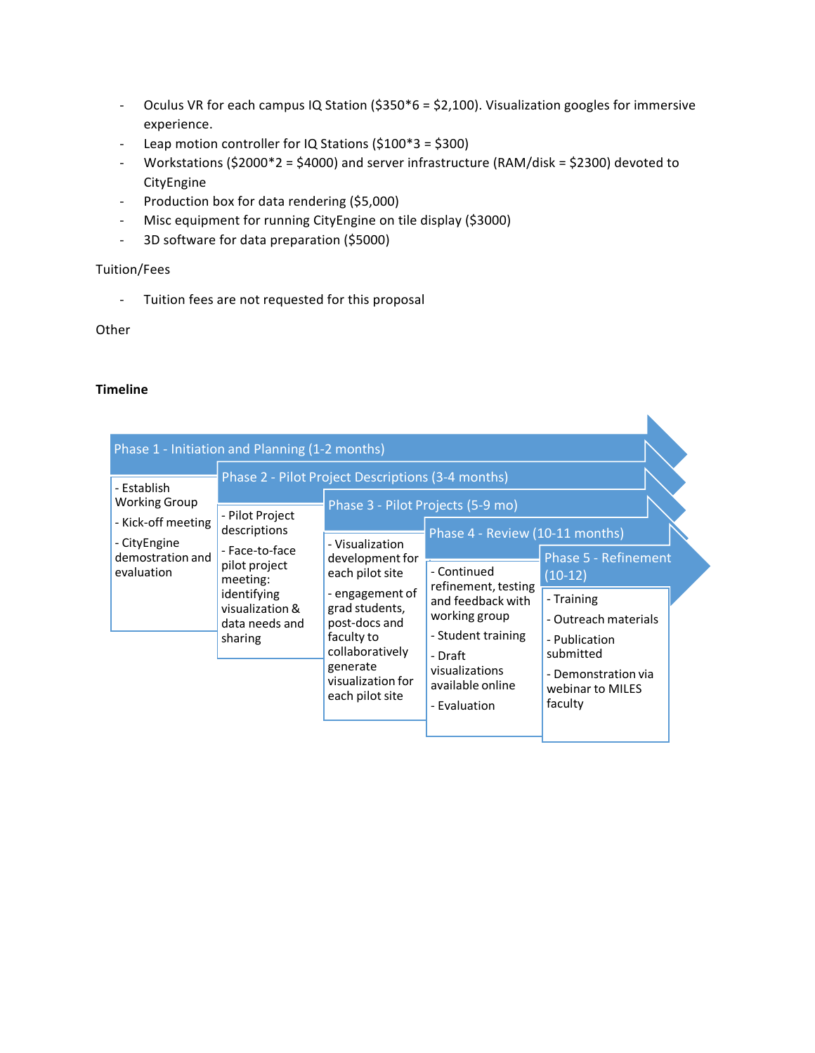- Oculus VR for each campus IQ Station ($350*6 = $2,100). Visualization googles for immersive experience.
- Leap motion controller for IQ Stations ($100*3 = $300)
- Workstations ($2000*2 = $4000) and server infrastructure (RAM/disk = $2300) devoted to CityEngine
- Production box for data rendering ($5,000)
- Misc equipment for running CityEngine on tile display ($3000)
- 3D software for data preparation ($5000)

Tuition/Fees

- Tuition fees are not requested for this proposal

Other

**Timeline**

Phase 1 - Initiation and Planning (1-2 months)

- Establish Working Group
- Kick-off meeting
- CityEngine demostration and evaluation

Phase 2 - Pilot Project Descriptions (3-4 months)

- Pilot Project descriptions
- Face-to-face pilot project meeting: identifying visualization & data needs and sharing

Phase 3 - Pilot Projects (5-9 mo)

- Visualization development for each pilot site
- engagement of grad students, post-docs and faculty to collaboratively generate visualization for each pilot site

Phase 4 - Review (10-11 months)

- Continued refinement, testing and feedback with working group
- Student training
- Draft visualizations available online
- Evaluation

Phase 5 - Refinement (10-12)

- Training
- Outreach materials
- Publication submitted
- Demonstration via webinar to MILES faculty